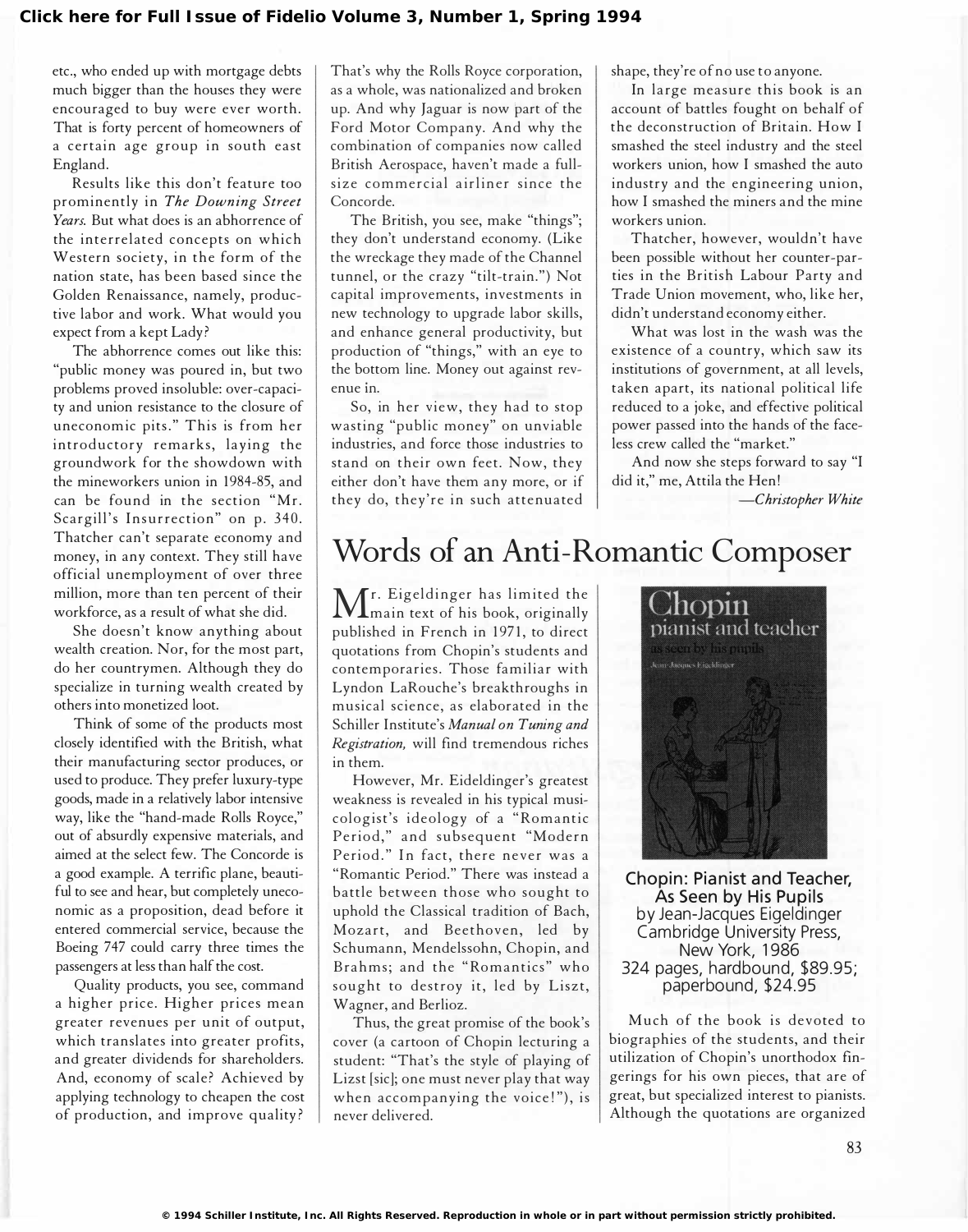etc., who ended up with mortgage debts much bigger than the houses they were encouraged to buy were ever worth. That is forty percent of homeowners of a certain age group in south east England.

Results like this don't feature too prominently in *The Downing Street Years.* But what does is an abhorrence of the interrelated concepts on which Western society, in the form of the nation state, has been based since the Golden Renaissance, namely, productive labor and work. What would you expect from a kept Lady?

The abhorrence comes out like this: "public money was poured in, but two problems proved insoluble: over-capacity and union resistance to the closure of uneconomic pits." This is from her introductory remarks, laying the groundwork for the showdown with the mineworkers union in 1984-85, and can be found in the section "Mr. Scargill's Insurrection" on p. 340. Thatcher can't separate economy and money, in any context. They still have official unemployment of over three million, more than ten percent of their workforce, as a result of what she did.

She doesn't know anything about wealth creation. Nor, for the most part, do her countrymen. Although they do specialize in turning wealth created by others into monetized loot.

Think of some of the products most closely identified with the British, what their manufacturing sector produces, or used to produce. They prefer luxury-type goods, made in a relatively labor intensive way, like the "hand-made Rolls Royce," out of absurdly expensive materials, and aimed at the select few. The Concorde is a good example. A terrific plane, beautiful to see and hear, but completely uneconomic as a proposition, dead before it entered commercial service, because the Boeing 747 could carry three times the passengers at less than half the cost.

Quality products, you see, command a higher price. Higher prices mean greater revenues per unit of output, which translates into greater profits, and greater dividends for shareholders. And, economy of scale? Achieved by applying technology to cheapen the cost of production, and improve quality? That's why the Rolls Royce corporation, as a whole, was nationalized and broken up. And why Jaguar is now part of the Ford Motor Company. And why the combination of companies now called British Aerospace, haven't made a full-size commercial airliner since the Concorde.

The British, you see, make "things"; they don't understand economy. (Like the wreckage they made of the Channel tunnel, or the crazy "tilt-train.") Not capital improvements, investments in new technology to upgrade labor skills, and enhance general productivity, but production of "things," with an eye to the bottom line. Money out against revenue in.

So, in her view, they had to stop wasting "public money" on unviable industries, and force those industries to stand on their own feet. Now, they either don't have them any more, or if they do, they're in such attenuated shape, they're of no use to anyone.

In large measure this book is an account of battles fought on behalf of the deconstruction of Britain. How I smashed the steel industry and the steel workers union, how I smashed the auto industry and the engineering union, how I smashed the miners and the mine workers union.

Thatcher, however, wouldn't have been possible without her counter-parties in the British Labour Party and Trade Union movement, who, like her, didn't understand economy either.

What was lost in the wash was the existence of a country, which saw its institutions of government, at all levels, taken apart, its national political life reduced to a joke, and effective political power passed into the hands of the faceless crew called the "market."

And now she steps forward to say "I did it," me, Attila the Hen!

*—Christopher White*

# Words of an Anti-Romantic Composer

**Chopin: Pianist and Teacher, As Seen by His Pupils**
by Jean-Jacques Eigeldinger
Cambridge University Press, New York, 1986
324 pages, hardbound, $89.95; paperbound, $24.95

Mr. Eigeldinger has limited the main text of his book, originally published in French in 1971, to direct quotations from Chopin's students and contemporaries. Those familiar with Lyndon LaRouche's breakthroughs in musical science, as elaborated in the Schiller Institute's *Manual on Tuning and Registration,* will find tremendous riches in them.

However, Mr. Eideldinger's greatest weakness is revealed in his typical musicologist's ideology of a "Romantic Period," and subsequent "Modern Period." In fact, there never was a "Romantic Period." There was instead a battle between those who sought to uphold the Classical tradition of Bach, Mozart, and Beethoven, led by Schumann, Mendelssohn, Chopin, and Brahms; and the "Romantics" who sought to destroy it, led by Liszt, Wagner, and Berlioz.

Thus, the great promise of the book's cover (a cartoon of Chopin lecturing a student: "That's the style of playing of Lizst [sic]; one must never play that way when accompanying the voice!"), is never delivered.

Much of the book is devoted to biographies of the students, and their utilization of Chopin's unorthodox fingerings for his own pieces, that are of great, but specialized interest to pianists. Although the quotations are organized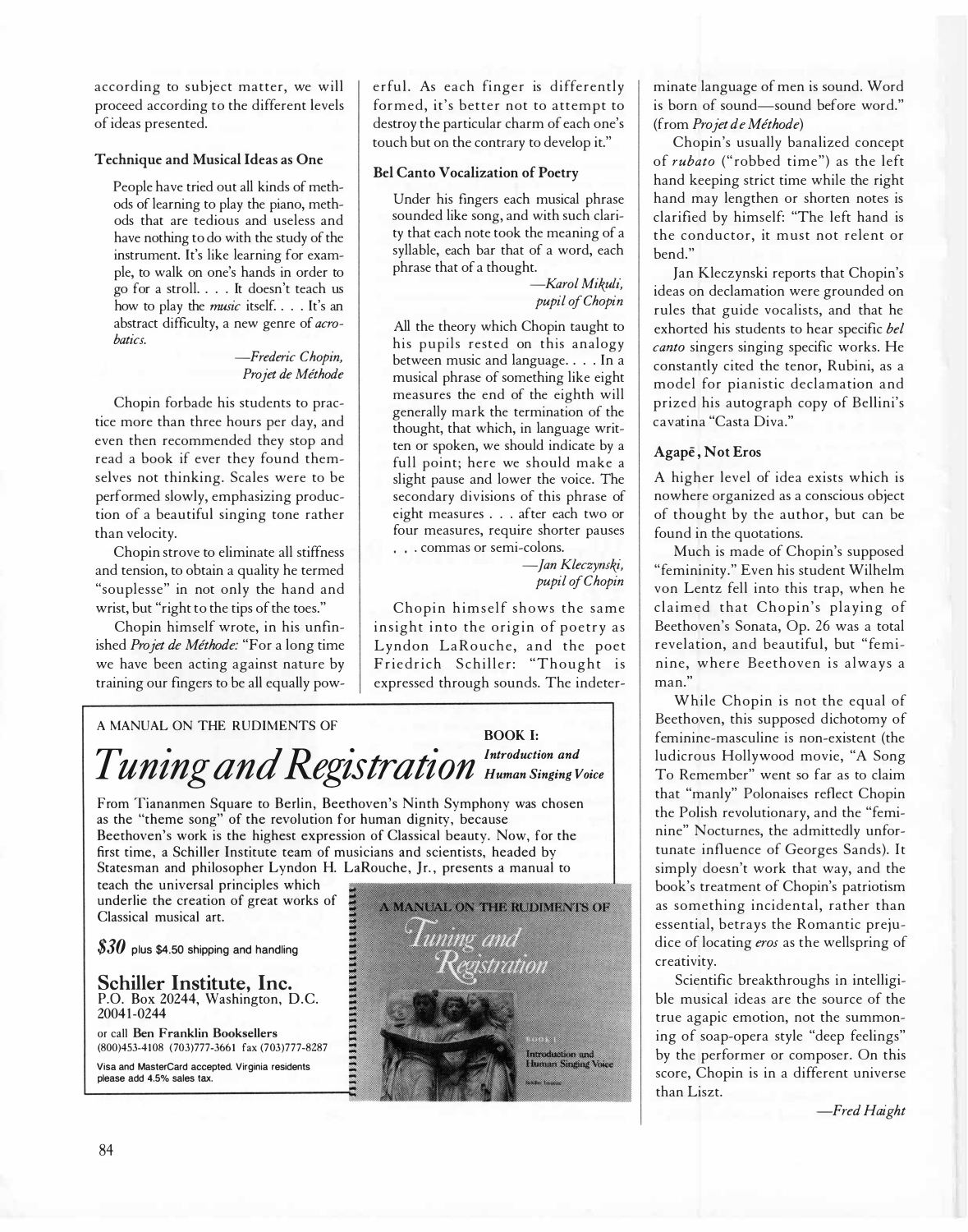according to subject matter, we will proceed according to the different levels of ideas presented.

### Technique and Musical Ideas as One

> People have tried out all kinds of methods of learning to play the piano, methods that are tedious and useless and have nothing to do with the study of the instrument. It's like learning for example, to walk on one's hands in order to go for a stroll. . . . It doesn't teach us how to play the *music* itself. . . . It's an abstract difficulty, a new genre of *acrobatics.*
>
> —*Frederic Chopin, Projet de Méthode*

Chopin forbade his students to practice more than three hours per day, and even then recommended they stop and read a book if ever they found themselves not thinking. Scales were to be performed slowly, emphasizing production of a beautiful singing tone rather than velocity.

Chopin strove to eliminate all stiffness and tension, to obtain a quality he termed "souplesse" in not only the hand and wrist, but "right to the tips of the toes."

Chopin himself wrote, in his unfinished *Projet de Méthode:* "For a long time we have been acting against nature by training our fingers to be all equally powerful. As each finger is differently formed, it's better not to attempt to destroy the particular charm of each one's touch but on the contrary to develop it."

### Bel Canto Vocalization of Poetry

> Under his fingers each musical phrase sounded like song, and with such clarity that each note took the meaning of a syllable, each bar that of a word, each phrase that of a thought.
>
> —*Karol Mikuli, pupil of Chopin*

> All the theory which Chopin taught to his pupils rested on this analogy between music and language. . . . In a musical phrase of something like eight measures the end of the eighth will generally mark the termination of the thought, that which, in language written or spoken, we should indicate by a full point; here we should make a slight pause and lower the voice. The secondary divisions of this phrase of eight measures . . . after each two or four measures, require shorter pauses . . . commas or semi-colons.
>
> —*Jan Kleczynski, pupil of Chopin*

Chopin himself shows the same insight into the origin of poetry as Lyndon LaRouche, and the poet Friedrich Schiller: "Thought is expressed through sounds. The indeterminate language of men is sound. Word is born of sound—sound before word." (from *Projet de Méthode*)

Chopin's usually banalized concept of *rubato* ("robbed time") as the left hand keeping strict time while the right hand may lengthen or shorten notes is clarified by himself: "The left hand is the conductor, it must not relent or bend."

Jan Kleczynski reports that Chopin's ideas on declamation were grounded on rules that guide vocalists, and that he exhorted his students to hear specific *bel canto* singers singing specific works. He constantly cited the tenor, Rubini, as a model for pianistic declamation and prized his autograph copy of Bellini's cavatina "Casta Diva."

### Agapē, Not Eros

A higher level of idea exists which is nowhere organized as a conscious object of thought by the author, but can be found in the quotations.

Much is made of Chopin's supposed "femininity." Even his student Wilhelm von Lentz fell into this trap, when he claimed that Chopin's playing of Beethoven's Sonata, Op. 26 was a total revelation, and beautiful, but "feminine, where Beethoven is always a man."

While Chopin is not the equal of Beethoven, this supposed dichotomy of feminine-masculine is non-existent (the ludicrous Hollywood movie, "A Song To Remember" went so far as to claim that "manly" Polonaises reflect Chopin the Polish revolutionary, and the "feminine" Nocturnes, the admittedly unfortunate influence of Georges Sands). It simply doesn't work that way, and the book's treatment of Chopin's patriotism as something incidental, rather than essential, betrays the Romantic prejudice of locating *eros* as the wellspring of creativity.

Scientific breakthroughs in intelligible musical ideas are the source of the true agapic emotion, not the summoning of soap-opera style "deep feelings" by the performer or composer. On this score, Chopin is in a different universe than Liszt.

—*Fred Haight*

---

A MANUAL ON THE RUDIMENTS OF

# *Tuning and Registration*

**BOOK I:** ***Introduction and Human Singing Voice***

From Tiananmen Square to Berlin, Beethoven's Ninth Symphony was chosen as the "theme song" of the revolution for human dignity, because Beethoven's work is the highest expression of Classical beauty. Now, for the first time, a Schiller Institute team of musicians and scientists, headed by Statesman and philosopher Lyndon H. LaRouche, Jr., presents a manual to teach the universal principles which underlie the creation of great works of Classical musical art.

***$30*** plus $4.50 shipping and handling

**Schiller Institute, Inc.**
P.O. Box 20244, Washington, D.C. 20041-0244

or call **Ben Franklin Booksellers**
(800)453-4108 (703)777-3661 fax (703)777-8287

Visa and MasterCard accepted. Virginia residents please add 4.5% sales tax.